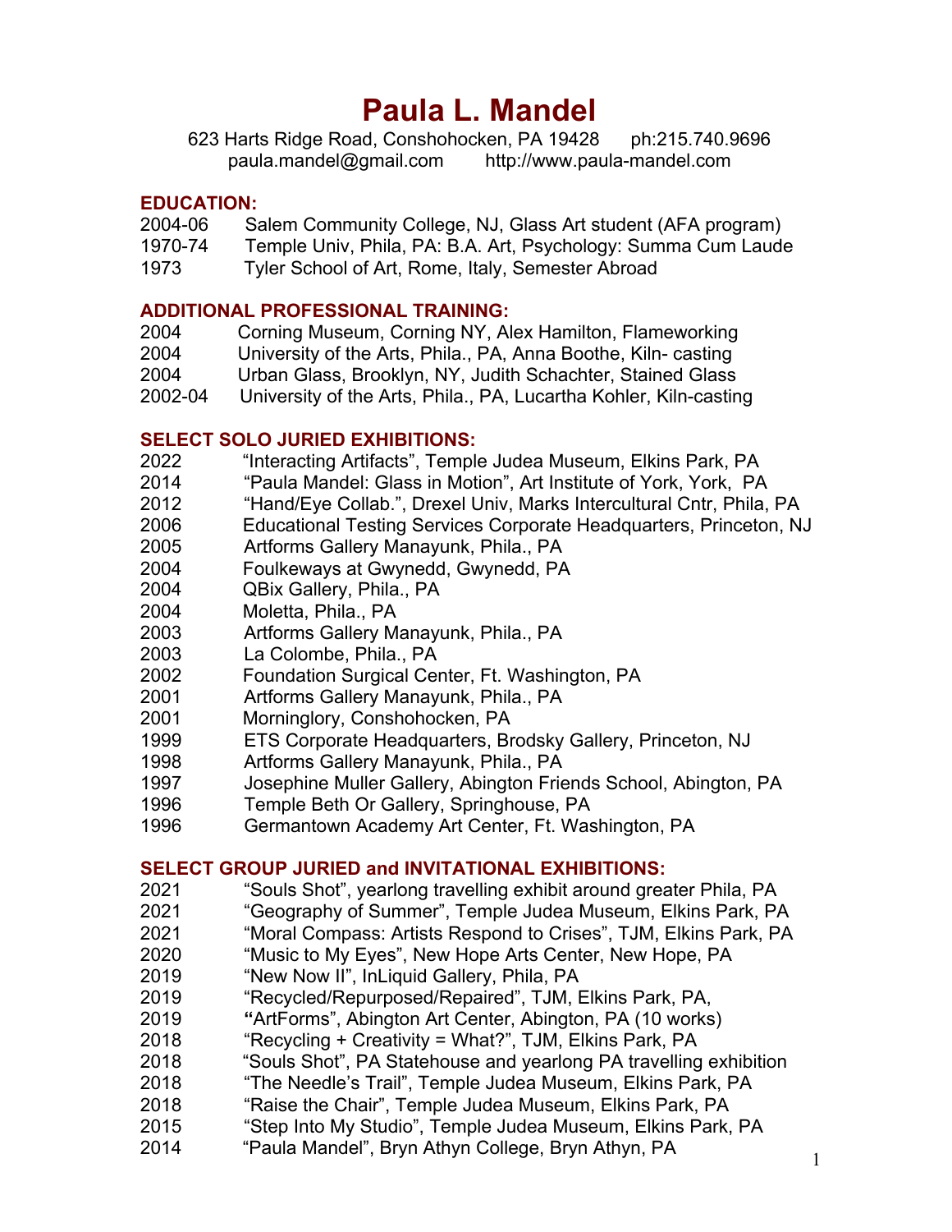# Paula L. Mandel

623 Harts Ridge Road, Conshohocken, PA 19428    ph:215.740.9696
paula.mandel@gmail.com    http://www.paula-mandel.com

## EDUCATION:

2004-06 Salem Community College, NJ, Glass Art student (AFA program)
1970-74 Temple Univ, Phila, PA: B.A. Art, Psychology: Summa Cum Laude
1973 Tyler School of Art, Rome, Italy, Semester Abroad

## ADDITIONAL PROFESSIONAL TRAINING:

2004 Corning Museum, Corning NY, Alex Hamilton, Flameworking
2004 University of the Arts, Phila., PA, Anna Boothe, Kiln- casting
2004 Urban Glass, Brooklyn, NY, Judith Schachter, Stained Glass
2002-04 University of the Arts, Phila., PA, Lucartha Kohler, Kiln-casting

## SELECT SOLO JURIED EXHIBITIONS:

2022 "Interacting Artifacts", Temple Judea Museum, Elkins Park, PA
2014 "Paula Mandel: Glass in Motion", Art Institute of York, York, PA
2012 "Hand/Eye Collab.", Drexel Univ, Marks Intercultural Cntr, Phila, PA
2006 Educational Testing Services Corporate Headquarters, Princeton, NJ
2005 Artforms Gallery Manayunk, Phila., PA
2004 Foulkeways at Gwynedd, Gwynedd, PA
2004 QBix Gallery, Phila., PA
2004 Moletta, Phila., PA
2003 Artforms Gallery Manayunk, Phila., PA
2003 La Colombe, Phila., PA
2002 Foundation Surgical Center, Ft. Washington, PA
2001 Artforms Gallery Manayunk, Phila., PA
2001 Morninglory, Conshohocken, PA
1999 ETS Corporate Headquarters, Brodsky Gallery, Princeton, NJ
1998 Artforms Gallery Manayunk, Phila., PA
1997 Josephine Muller Gallery, Abington Friends School, Abington, PA
1996 Temple Beth Or Gallery, Springhouse, PA
1996 Germantown Academy Art Center, Ft. Washington, PA

## SELECT GROUP JURIED and INVITATIONAL EXHIBITIONS:

2021 "Souls Shot", yearlong travelling exhibit around greater Phila, PA
2021 "Geography of Summer", Temple Judea Museum, Elkins Park, PA
2021 "Moral Compass: Artists Respond to Crises", TJM, Elkins Park, PA
2020 "Music to My Eyes", New Hope Arts Center, New Hope, PA
2019 "New Now II", InLiquid Gallery, Phila, PA
2019 "Recycled/Repurposed/Repaired", TJM, Elkins Park, PA,
2019 "ArtForms", Abington Art Center, Abington, PA (10 works)
2018 "Recycling + Creativity = What?", TJM, Elkins Park, PA
2018 "Souls Shot", PA Statehouse and yearlong PA travelling exhibition
2018 "The Needle's Trail", Temple Judea Museum, Elkins Park, PA
2018 "Raise the Chair", Temple Judea Museum, Elkins Park, PA
2015 "Step Into My Studio", Temple Judea Museum, Elkins Park, PA
2014 "Paula Mandel", Bryn Athyn College, Bryn Athyn, PA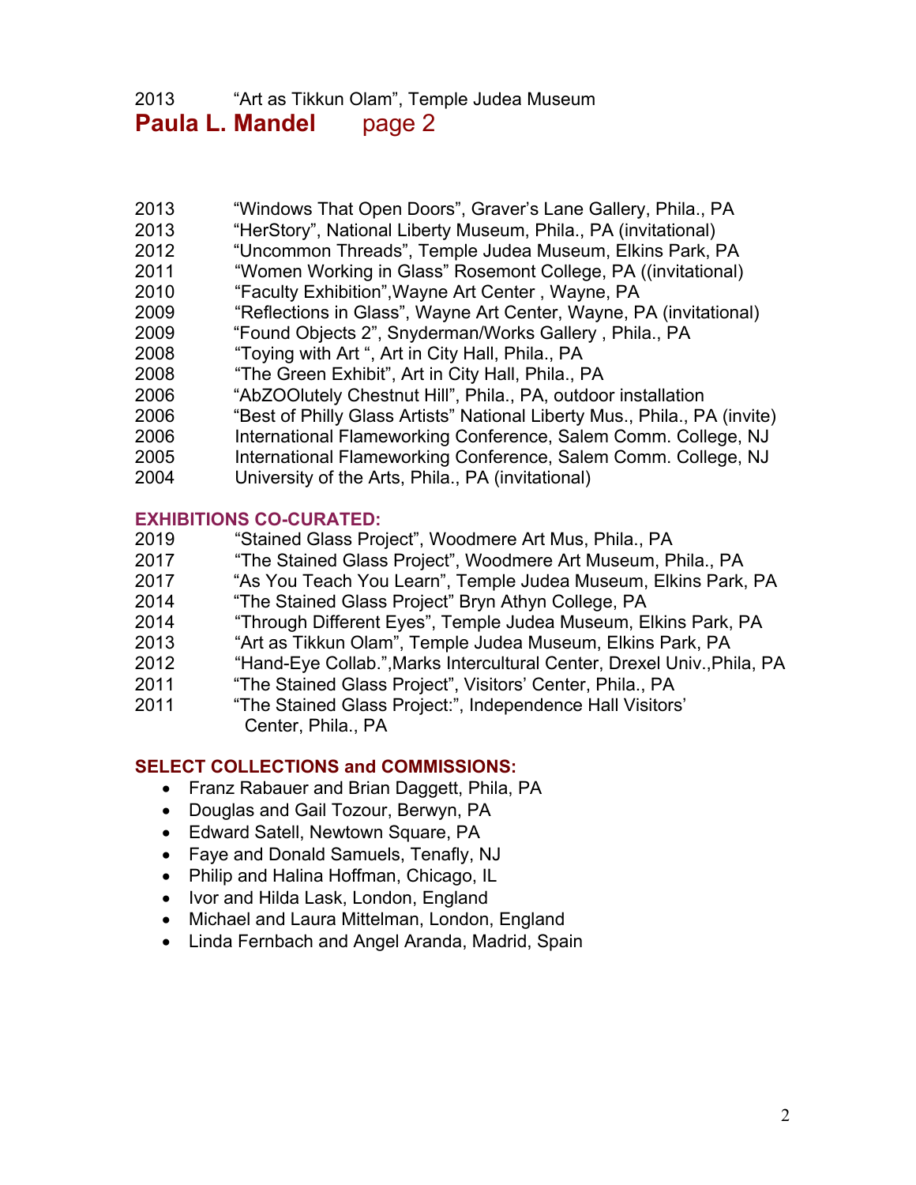2013 “Art as Tikkun Olam”, Temple Judea Museum

2013 “Windows That Open Doors”, Graver’s Lane Gallery, Phila., PA
2013 “HerStory”, National Liberty Museum, Phila., PA (invitational)
2012 “Uncommon Threads”, Temple Judea Museum, Elkins Park, PA
2011 “Women Working in Glass” Rosemont College, PA ((invitational)
2010 “Faculty Exhibition”,Wayne Art Center , Wayne, PA
2009 “Reflections in Glass”, Wayne Art Center, Wayne, PA (invitational)
2009 “Found Objects 2”, Snyderman/Works Gallery , Phila., PA
2008 “Toying with Art “, Art in City Hall, Phila., PA
2008 “The Green Exhibit”, Art in City Hall, Phila., PA
2006 “AbZOOlutely Chestnut Hill”, Phila., PA, outdoor installation
2006 “Best of Philly Glass Artists” National Liberty Mus., Phila., PA (invite)
2006 International Flameworking Conference, Salem Comm. College, NJ
2005 International Flameworking Conference, Salem Comm. College, NJ
2004 University of the Arts, Phila., PA (invitational)

## EXHIBITIONS CO-CURATED:

2019 “Stained Glass Project”, Woodmere Art Mus, Phila., PA
2017 “The Stained Glass Project”, Woodmere Art Museum, Phila., PA
2017 “As You Teach You Learn”, Temple Judea Museum, Elkins Park, PA
2014 “The Stained Glass Project” Bryn Athyn College, PA
2014 “Through Different Eyes”, Temple Judea Museum, Elkins Park, PA
2013 “Art as Tikkun Olam”, Temple Judea Museum, Elkins Park, PA
2012 “Hand-Eye Collab.”,Marks Intercultural Center, Drexel Univ.,Phila, PA
2011 “The Stained Glass Project”, Visitors’ Center, Phila., PA
2011 “The Stained Glass Project:”, Independence Hall Visitors’ Center, Phila., PA

## SELECT COLLECTIONS and COMMISSIONS:

- Franz Rabauer and Brian Daggett, Phila, PA
- Douglas and Gail Tozour, Berwyn, PA
- Edward Satell, Newtown Square, PA
- Faye and Donald Samuels, Tenafly, NJ
- Philip and Halina Hoffman, Chicago, IL
- Ivor and Hilda Lask, London, England
- Michael and Laura Mittelman, London, England
- Linda Fernbach and Angel Aranda, Madrid, Spain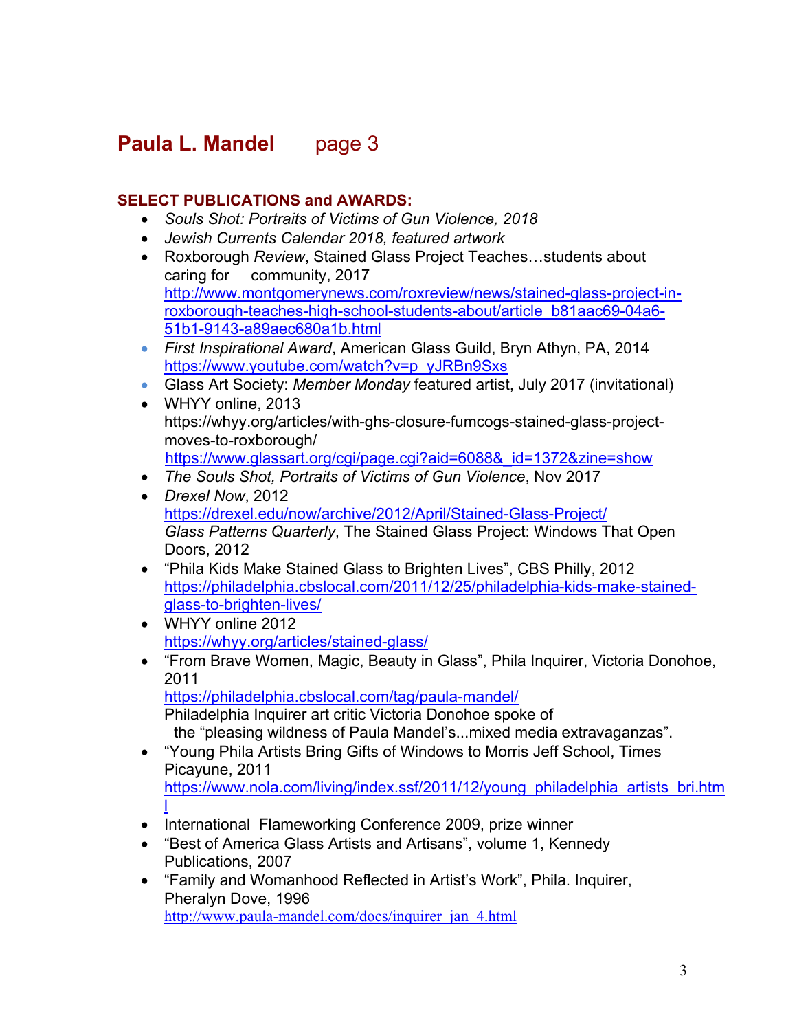# Paula L. Mandel page 3

## SELECT PUBLICATIONS and AWARDS:

- *Souls Shot: Portraits of Victims of Gun Violence, 2018*
- *Jewish Currents Calendar 2018, featured artwork*
- Roxborough *Review*, Stained Glass Project Teaches…students about caring for community, 2017 http://www.montgomerynews.com/roxreview/news/stained-glass-project-in-roxborough-teaches-high-school-students-about/article_b81aac69-04a6-51b1-9143-a89aec680a1b.html
- *First Inspirational Award*, American Glass Guild, Bryn Athyn, PA, 2014 https://www.youtube.com/watch?v=p_yJRBn9Sxs
- Glass Art Society: *Member Monday* featured artist, July 2017 (invitational)
- WHYY online, 2013 https://whyy.org/articles/with-ghs-closure-fumcogs-stained-glass-project-moves-to-roxborough/
  https://www.glassart.org/cgi/page.cgi?aid=6088&_id=1372&zine=show
- *The Souls Shot, Portraits of Victims of Gun Violence*, Nov 2017
- *Drexel Now*, 2012 https://drexel.edu/now/archive/2012/April/Stained-Glass-Project/
  *Glass Patterns Quarterly*, The Stained Glass Project: Windows That Open Doors, 2012
- "Phila Kids Make Stained Glass to Brighten Lives", CBS Philly, 2012 https://philadelphia.cbslocal.com/2011/12/25/philadelphia-kids-make-stained-glass-to-brighten-lives/
- WHYY online 2012 https://whyy.org/articles/stained-glass/
- "From Brave Women, Magic, Beauty in Glass", Phila Inquirer, Victoria Donohoe, 2011 https://philadelphia.cbslocal.com/tag/paula-mandel/
  Philadelphia Inquirer art critic Victoria Donohoe spoke of the "pleasing wildness of Paula Mandel's...mixed media extravaganzas".
- "Young Phila Artists Bring Gifts of Windows to Morris Jeff School, Times Picayune, 2011 https://www.nola.com/living/index.ssf/2011/12/young_philadelphia_artists_bri.html
- International Flameworking Conference 2009, prize winner
- "Best of America Glass Artists and Artisans", volume 1, Kennedy Publications, 2007
- "Family and Womanhood Reflected in Artist's Work", Phila. Inquirer, Pheralyn Dove, 1996 http://www.paula-mandel.com/docs/inquirer_jan_4.html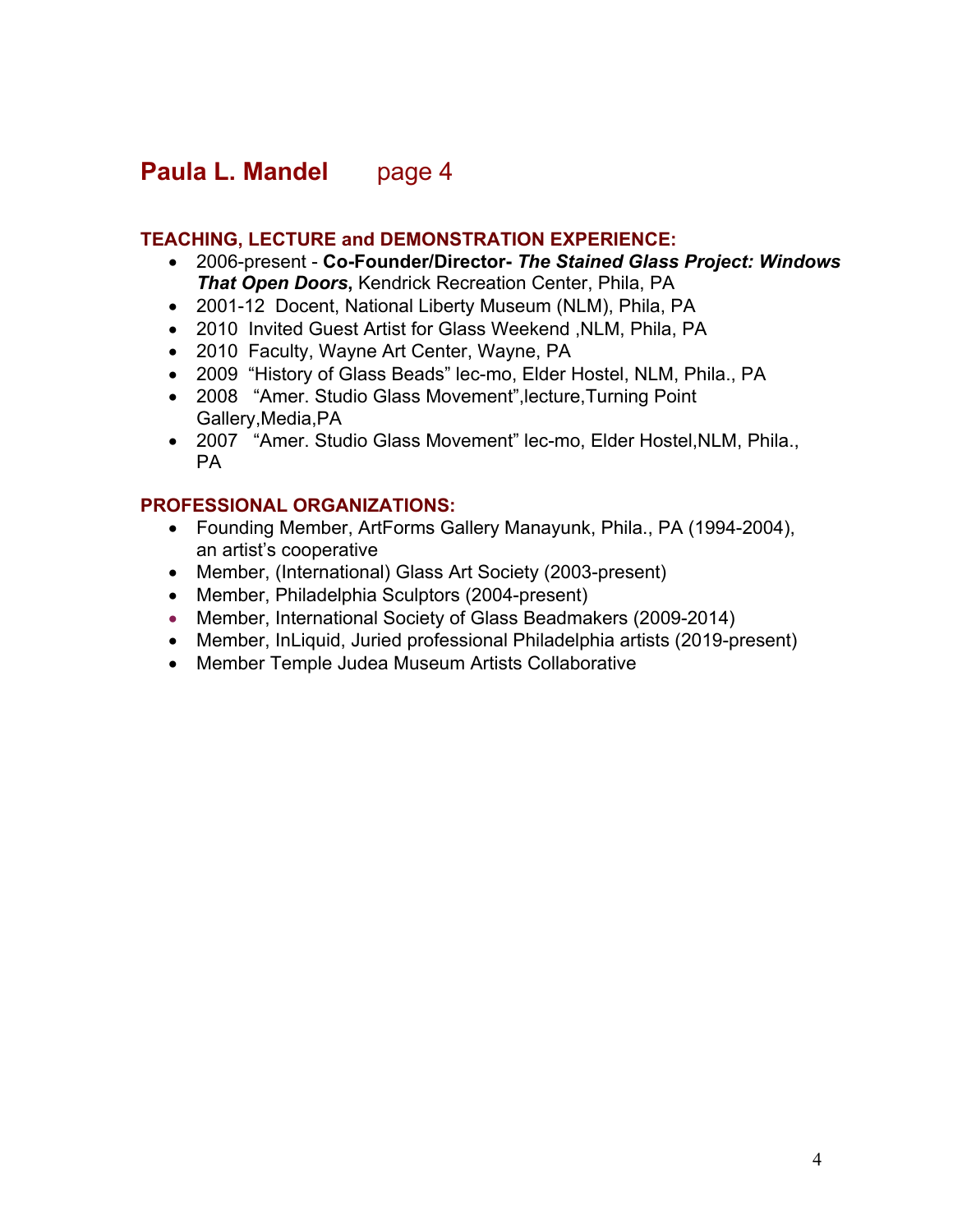## TEACHING, LECTURE and DEMONSTRATION EXPERIENCE:

- 2006-present - **Co-Founder/Director-** ***The Stained Glass Project: Windows That Open Doors*****,** Kendrick Recreation Center, Phila, PA
- 2001-12 Docent, National Liberty Museum (NLM), Phila, PA
- 2010 Invited Guest Artist for Glass Weekend ,NLM, Phila, PA
- 2010 Faculty, Wayne Art Center, Wayne, PA
- 2009 "History of Glass Beads" lec-mo, Elder Hostel, NLM, Phila., PA
- 2008 "Amer. Studio Glass Movement",lecture,Turning Point Gallery,Media,PA
- 2007 "Amer. Studio Glass Movement" lec-mo, Elder Hostel,NLM, Phila., PA

## PROFESSIONAL ORGANIZATIONS:

- Founding Member, ArtForms Gallery Manayunk, Phila., PA (1994-2004), an artist's cooperative
- Member, (International) Glass Art Society (2003-present)
- Member, Philadelphia Sculptors (2004-present)
- Member, International Society of Glass Beadmakers (2009-2014)
- Member, InLiquid, Juried professional Philadelphia artists (2019-present)
- Member Temple Judea Museum Artists Collaborative